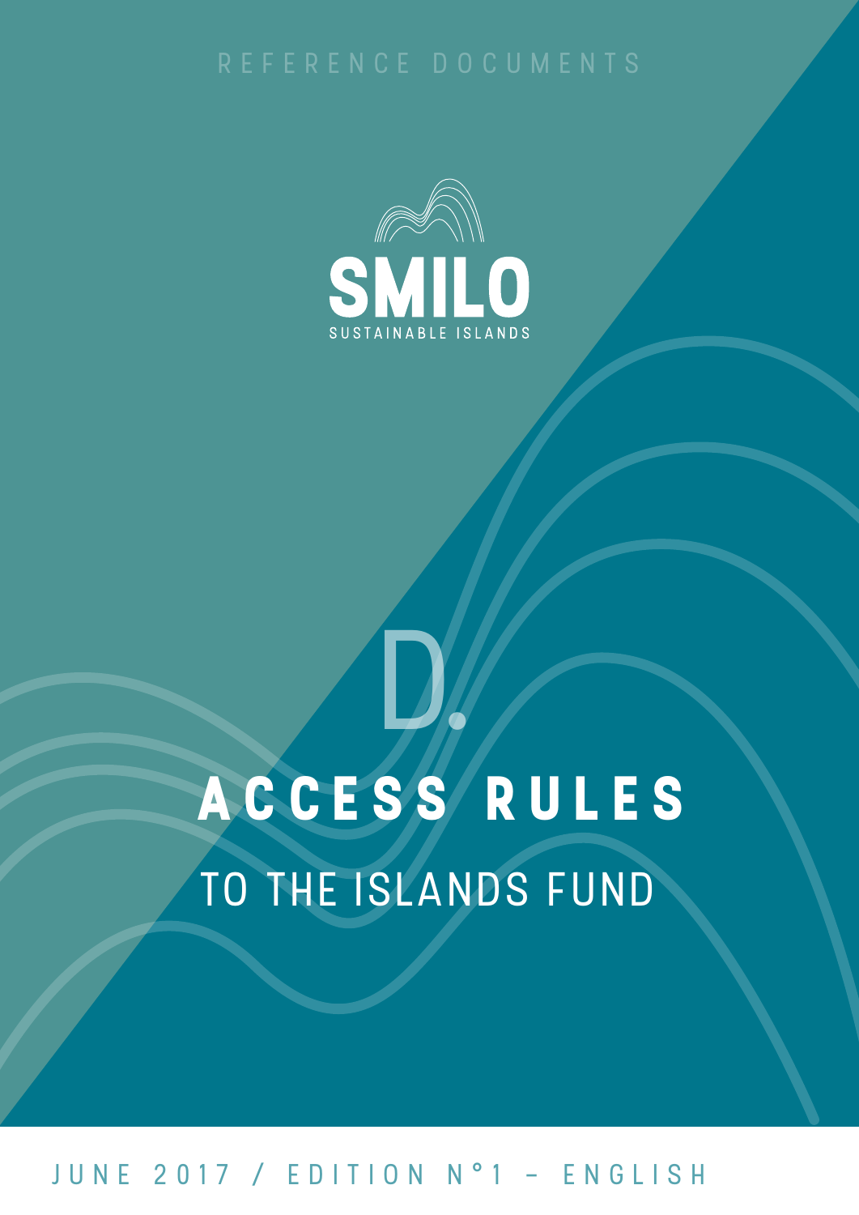REFERENCE DOCUMENTS

SMILO

SUSTAINABLE ISLANDS

# D. ACCESS RULES

## TO THE ISLANDS FUND

JUNE 2017 / EDITION N°1 - ENGLISH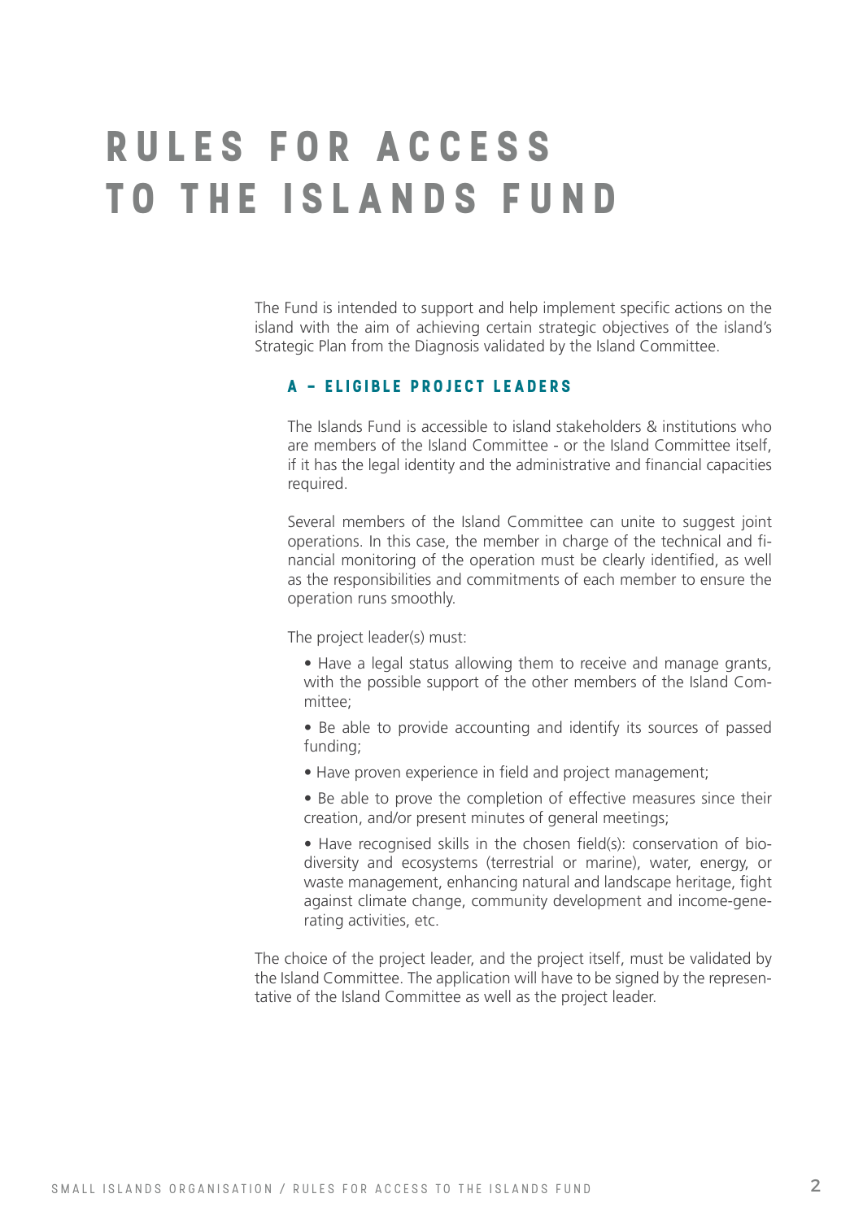# RULES FOR ACCESS TO THE ISLANDS FUND

The Fund is intended to support and help implement specific actions on the island with the aim of achieving certain strategic objectives of the island's Strategic Plan from the Diagnosis validated by the Island Committee.

## A – ELIGIBLE PROJECT LEADERS

The Islands Fund is accessible to island stakeholders & institutions who are members of the Island Committee - or the Island Committee itself, if it has the legal identity and the administrative and financial capacities required.

Several members of the Island Committee can unite to suggest joint operations. In this case, the member in charge of the technical and financial monitoring of the operation must be clearly identified, as well as the responsibilities and commitments of each member to ensure the operation runs smoothly.

The project leader(s) must:

- Have a legal status allowing them to receive and manage grants, with the possible support of the other members of the Island Committee;
- Be able to provide accounting and identify its sources of passed funding;
- Have proven experience in field and project management;
- Be able to prove the completion of effective measures since their creation, and/or present minutes of general meetings;
- Have recognised skills in the chosen field(s): conservation of biodiversity and ecosystems (terrestrial or marine), water, energy, or waste management, enhancing natural and landscape heritage, fight against climate change, community development and income-generating activities, etc.

The choice of the project leader, and the project itself, must be validated by the Island Committee. The application will have to be signed by the representative of the Island Committee as well as the project leader.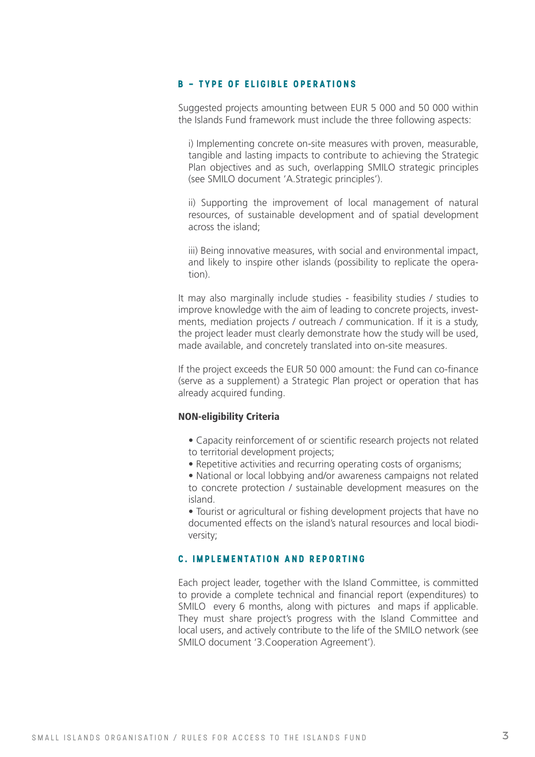## B – TYPE OF ELIGIBLE OPERATIONS

Suggested projects amounting between EUR 5 000 and 50 000 within the Islands Fund framework must include the three following aspects:

i) Implementing concrete on-site measures with proven, measurable, tangible and lasting impacts to contribute to achieving the Strategic Plan objectives and as such, overlapping SMILO strategic principles (see SMILO document 'A.Strategic principles').

ii) Supporting the improvement of local management of natural resources, of sustainable development and of spatial development across the island;

iii) Being innovative measures, with social and environmental impact, and likely to inspire other islands (possibility to replicate the operation).

It may also marginally include studies - feasibility studies / studies to improve knowledge with the aim of leading to concrete projects, investments, mediation projects / outreach / communication. If it is a study, the project leader must clearly demonstrate how the study will be used, made available, and concretely translated into on-site measures.

If the project exceeds the EUR 50 000 amount: the Fund can co-finance (serve as a supplement) a Strategic Plan project or operation that has already acquired funding.

**NON-eligibility Criteria**

- Capacity reinforcement of or scientific research projects not related to territorial development projects;
- Repetitive activities and recurring operating costs of organisms;
- National or local lobbying and/or awareness campaigns not related to concrete protection / sustainable development measures on the island.
- Tourist or agricultural or fishing development projects that have no documented effects on the island's natural resources and local biodiversity;

## C. IMPLEMENTATION AND REPORTING

Each project leader, together with the Island Committee, is committed to provide a complete technical and financial report (expenditures) to SMILO every 6 months, along with pictures and maps if applicable. They must share project's progress with the Island Committee and local users, and actively contribute to the life of the SMILO network (see SMILO document '3.Cooperation Agreement').